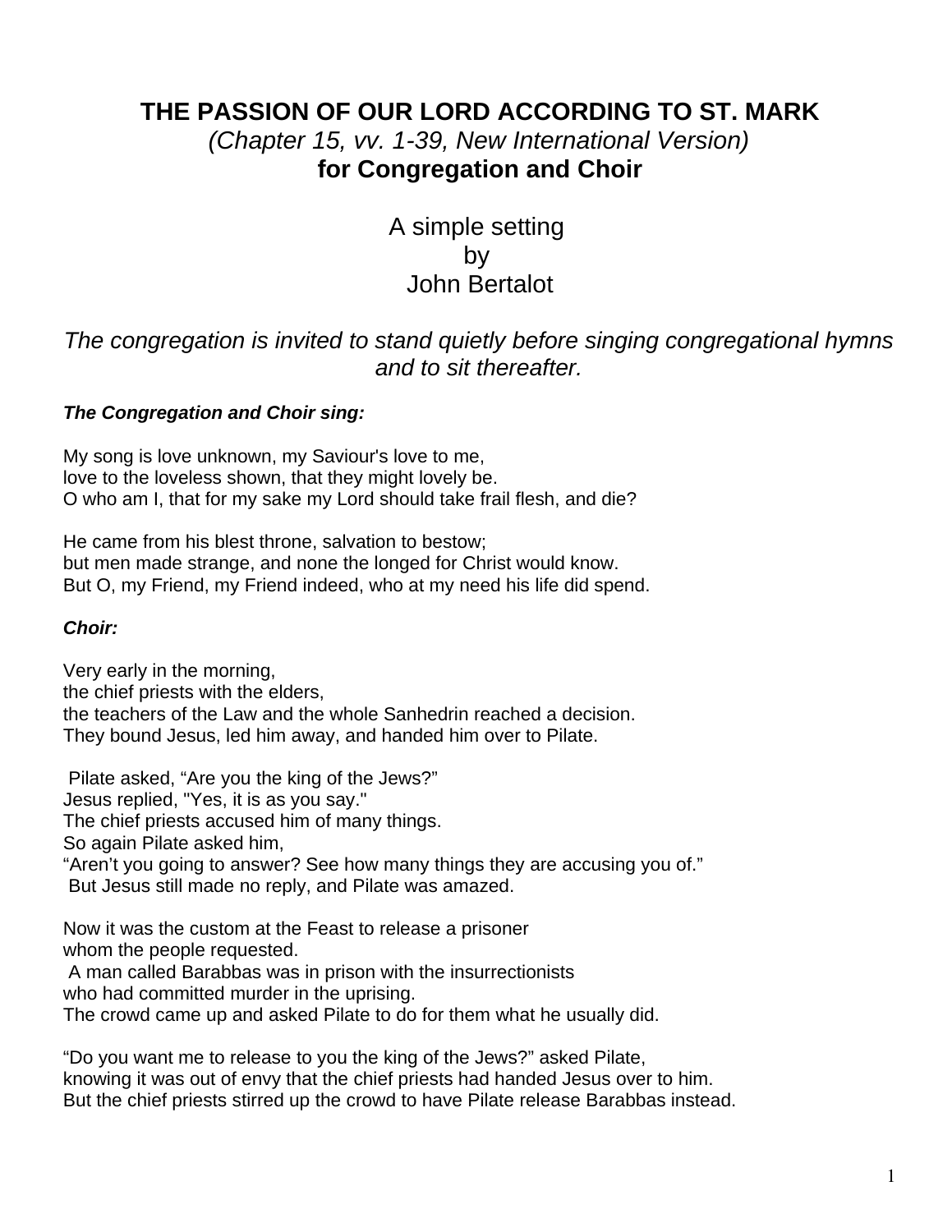# THE PASSION OF OUR LORD ACCORDING TO ST. MARK

*(Chapter 15, vv. 1-39, New International Version)*

**for Congregation and Choir**

A simple setting
by
John Bertalot

*The congregation is invited to stand quietly before singing congregational hymns and to sit thereafter.*

***The Congregation and Choir sing:***

My song is love unknown, my Saviour's love to me,
love to the loveless shown, that they might lovely be.
O who am I, that for my sake my Lord should take frail flesh, and die?

He came from his blest throne, salvation to bestow;
but men made strange, and none the longed for Christ would know.
But O, my Friend, my Friend indeed, who at my need his life did spend.

***Choir:***

Very early in the morning,
the chief priests with the elders,
the teachers of the Law and the whole Sanhedrin reached a decision.
They bound Jesus, led him away, and handed him over to Pilate.

Pilate asked, “Are you the king of the Jews?”
Jesus replied, "Yes, it is as you say."
The chief priests accused him of many things.
So again Pilate asked him,
“Aren’t you going to answer? See how many things they are accusing you of.”
But Jesus still made no reply, and Pilate was amazed.

Now it was the custom at the Feast to release a prisoner
whom the people requested.
A man called Barabbas was in prison with the insurrectionists
who had committed murder in the uprising.
The crowd came up and asked Pilate to do for them what he usually did.

“Do you want me to release to you the king of the Jews?” asked Pilate,
knowing it was out of envy that the chief priests had handed Jesus over to him.
But the chief priests stirred up the crowd to have Pilate release Barabbas instead.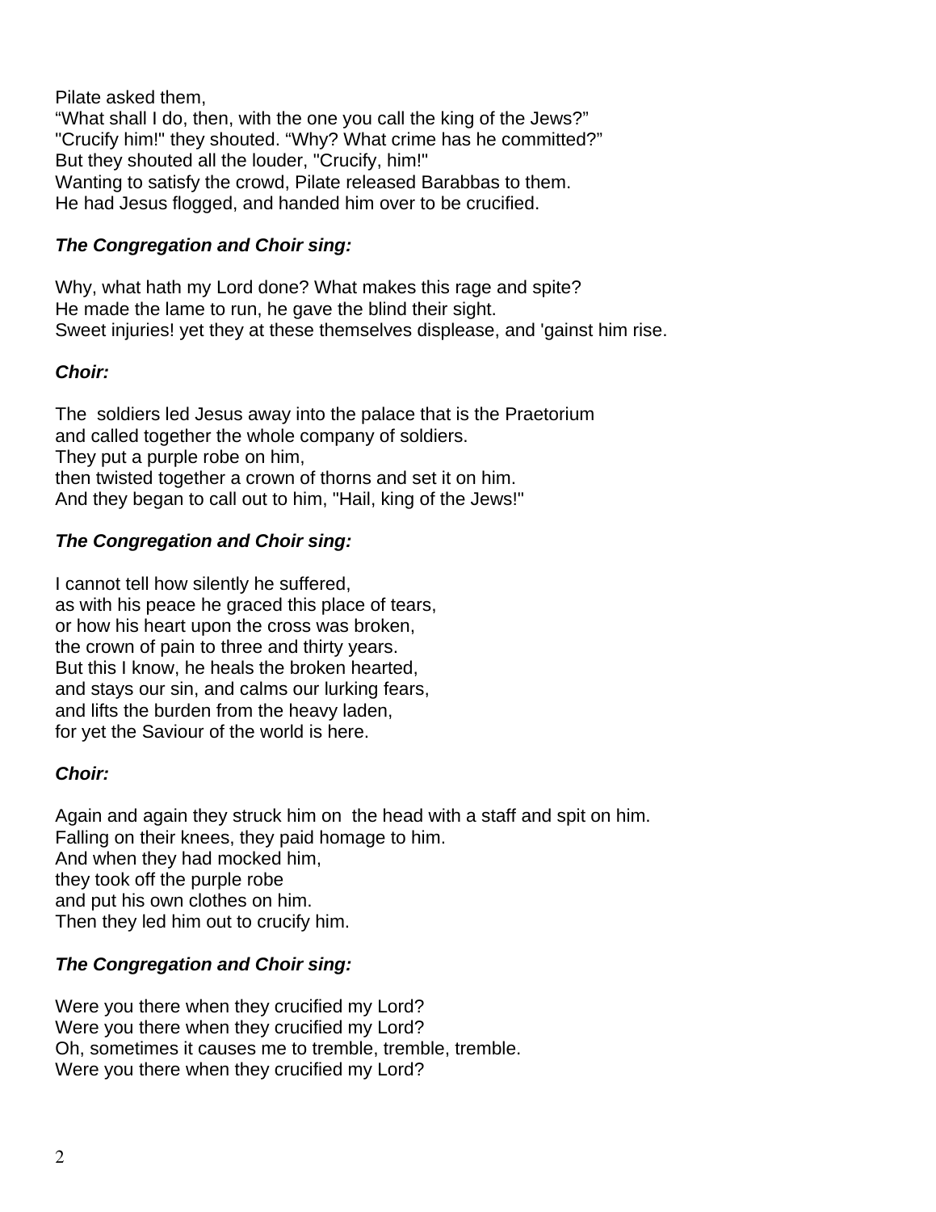Pilate asked them,
“What shall I do, then, with the one you call the king of the Jews?”
"Crucify him!" they shouted. “Why? What crime has he committed?”
But they shouted all the louder, "Crucify, him!"
Wanting to satisfy the crowd, Pilate released Barabbas to them.
He had Jesus flogged, and handed him over to be crucified.

***The Congregation and Choir sing:***

Why, what hath my Lord done? What makes this rage and spite?
He made the lame to run, he gave the blind their sight.
Sweet injuries! yet they at these themselves displease, and 'gainst him rise.

***Choir:***

The soldiers led Jesus away into the palace that is the Praetorium
and called together the whole company of soldiers.
They put a purple robe on him,
then twisted together a crown of thorns and set it on him.
And they began to call out to him, "Hail, king of the Jews!"

***The Congregation and Choir sing:***

I cannot tell how silently he suffered,
as with his peace he graced this place of tears,
or how his heart upon the cross was broken,
the crown of pain to three and thirty years.
But this I know, he heals the broken hearted,
and stays our sin, and calms our lurking fears,
and lifts the burden from the heavy laden,
for yet the Saviour of the world is here.

***Choir:***

Again and again they struck him on the head with a staff and spit on him.
Falling on their knees, they paid homage to him.
And when they had mocked him,
they took off the purple robe
and put his own clothes on him.
Then they led him out to crucify him.

***The Congregation and Choir sing:***

Were you there when they crucified my Lord?
Were you there when they crucified my Lord?
Oh, sometimes it causes me to tremble, tremble, tremble.
Were you there when they crucified my Lord?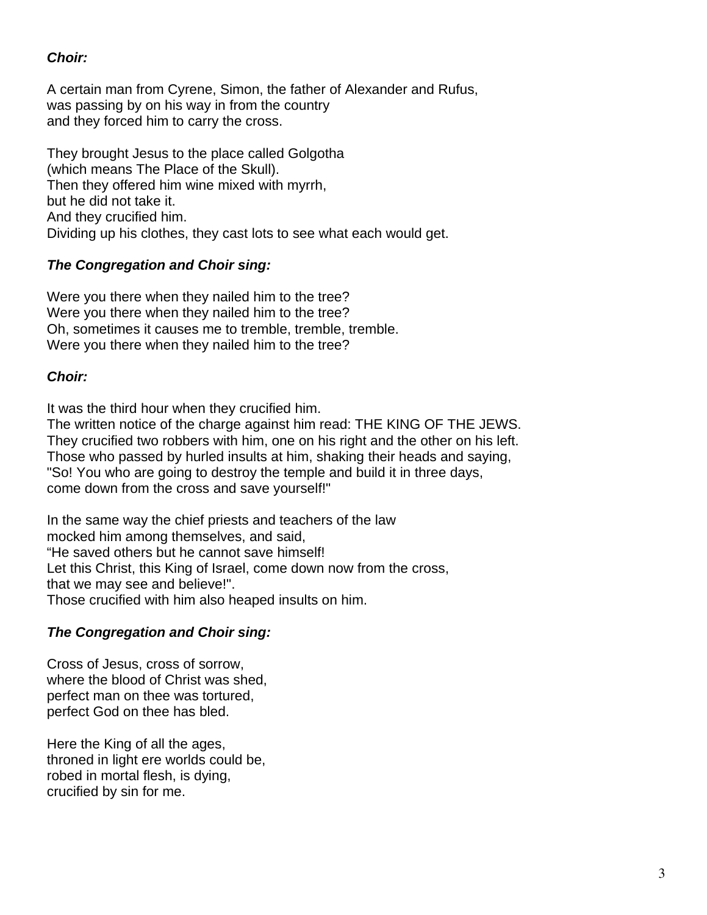***Choir:***

A certain man from Cyrene, Simon, the father of Alexander and Rufus,
was passing by on his way in from the country
and they forced him to carry the cross.

They brought Jesus to the place called Golgotha
(which means The Place of the Skull).
Then they offered him wine mixed with myrrh,
but he did not take it.
And they crucified him.
Dividing up his clothes, they cast lots to see what each would get.

***The Congregation and Choir sing:***

Were you there when they nailed him to the tree?
Were you there when they nailed him to the tree?
Oh, sometimes it causes me to tremble, tremble, tremble.
Were you there when they nailed him to the tree?

***Choir:***

It was the third hour when they crucified him.
The written notice of the charge against him read: THE KING OF THE JEWS.
They crucified two robbers with him, one on his right and the other on his left.
Those who passed by hurled insults at him, shaking their heads and saying,
"So! You who are going to destroy the temple and build it in three days,
come down from the cross and save yourself!"

In the same way the chief priests and teachers of the law
mocked him among themselves, and said,
“He saved others but he cannot save himself!
Let this Christ, this King of Israel, come down now from the cross,
that we may see and believe!".
Those crucified with him also heaped insults on him.

***The Congregation and Choir sing:***

Cross of Jesus, cross of sorrow,
where the blood of Christ was shed,
perfect man on thee was tortured,
perfect God on thee has bled.

Here the King of all the ages,
throned in light ere worlds could be,
robed in mortal flesh, is dying,
crucified by sin for me.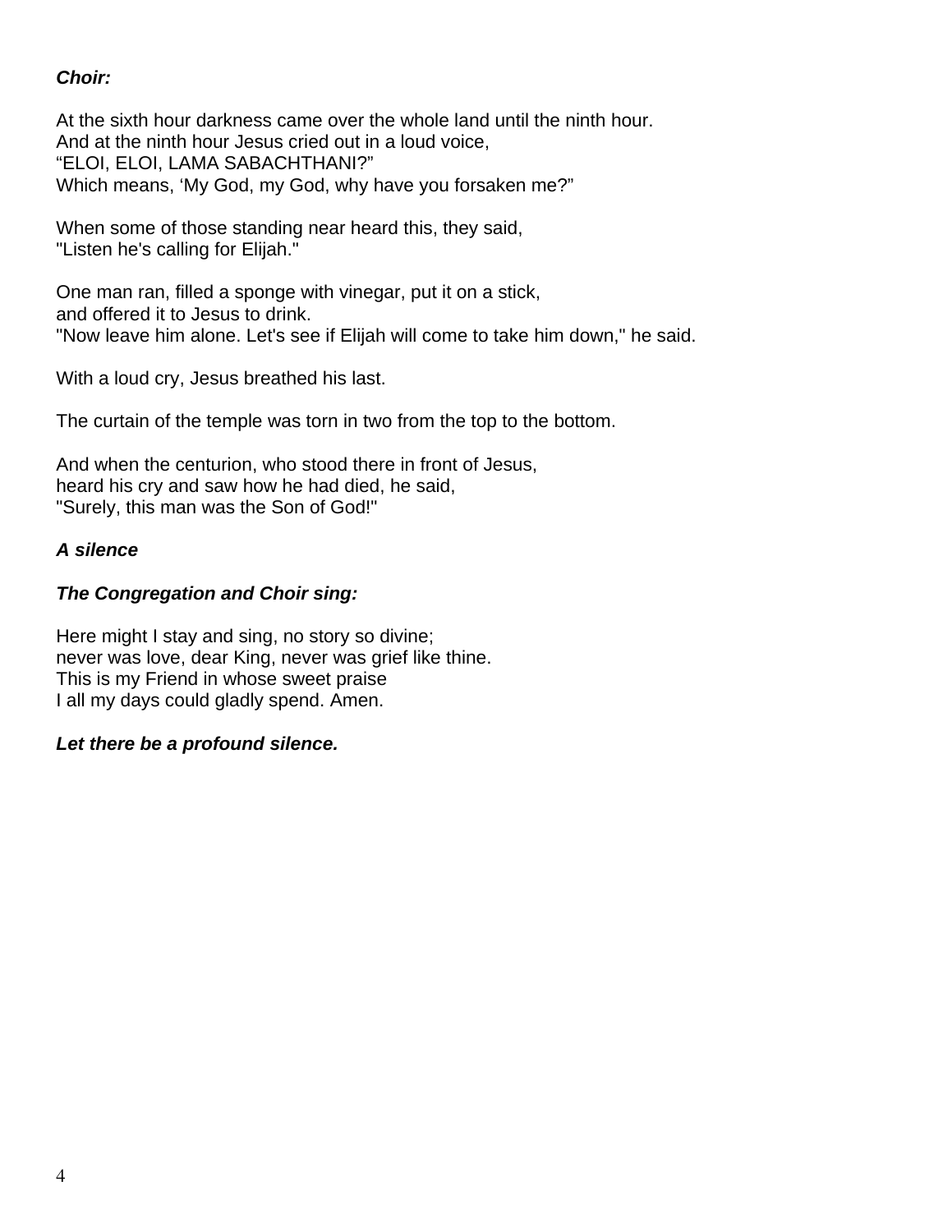***Choir:***

At the sixth hour darkness came over the whole land until the ninth hour.
And at the ninth hour Jesus cried out in a loud voice,
“ELOI, ELOI, LAMA SABACHTHANI?”
Which means, ‘My God, my God, why have you forsaken me?”

When some of those standing near heard this, they said,
"Listen he's calling for Elijah."

One man ran, filled a sponge with vinegar, put it on a stick,
and offered it to Jesus to drink.
"Now leave him alone. Let's see if Elijah will come to take him down," he said.

With a loud cry, Jesus breathed his last.

The curtain of the temple was torn in two from the top to the bottom.

And when the centurion, who stood there in front of Jesus,
heard his cry and saw how he had died, he said,
"Surely, this man was the Son of God!"

***A silence***

***The Congregation and Choir sing:***

Here might I stay and sing, no story so divine;
never was love, dear King, never was grief like thine.
This is my Friend in whose sweet praise
I all my days could gladly spend. Amen.

***Let there be a profound silence.***